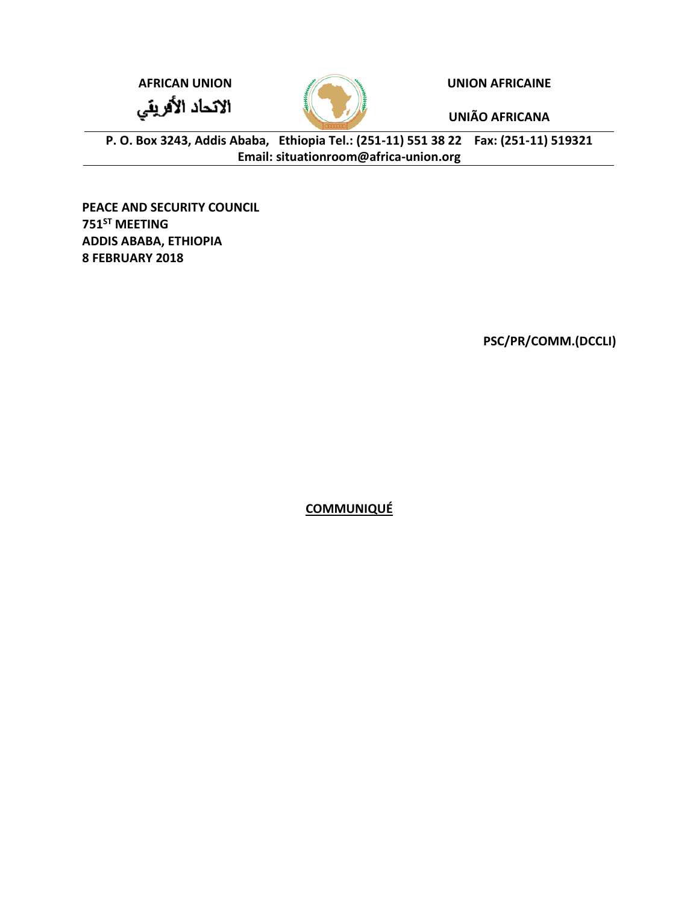AFRICAN UNION

الاتحاد الأفريقي

UNION AFRICAINE

UNIÃO AFRICANA

P. O. Box 3243, Addis Ababa, Ethiopia Tel.: (251-11) 551 38 22 Fax: (251-11) 519321
Email: situationroom@africa-union.org

**PEACE AND SECURITY COUNCIL**
**751ST MEETING**
**ADDIS ABABA, ETHIOPIA**
**8 FEBRUARY 2018**

**PSC/PR/COMM.(DCCLI)**

# COMMUNIQUÉ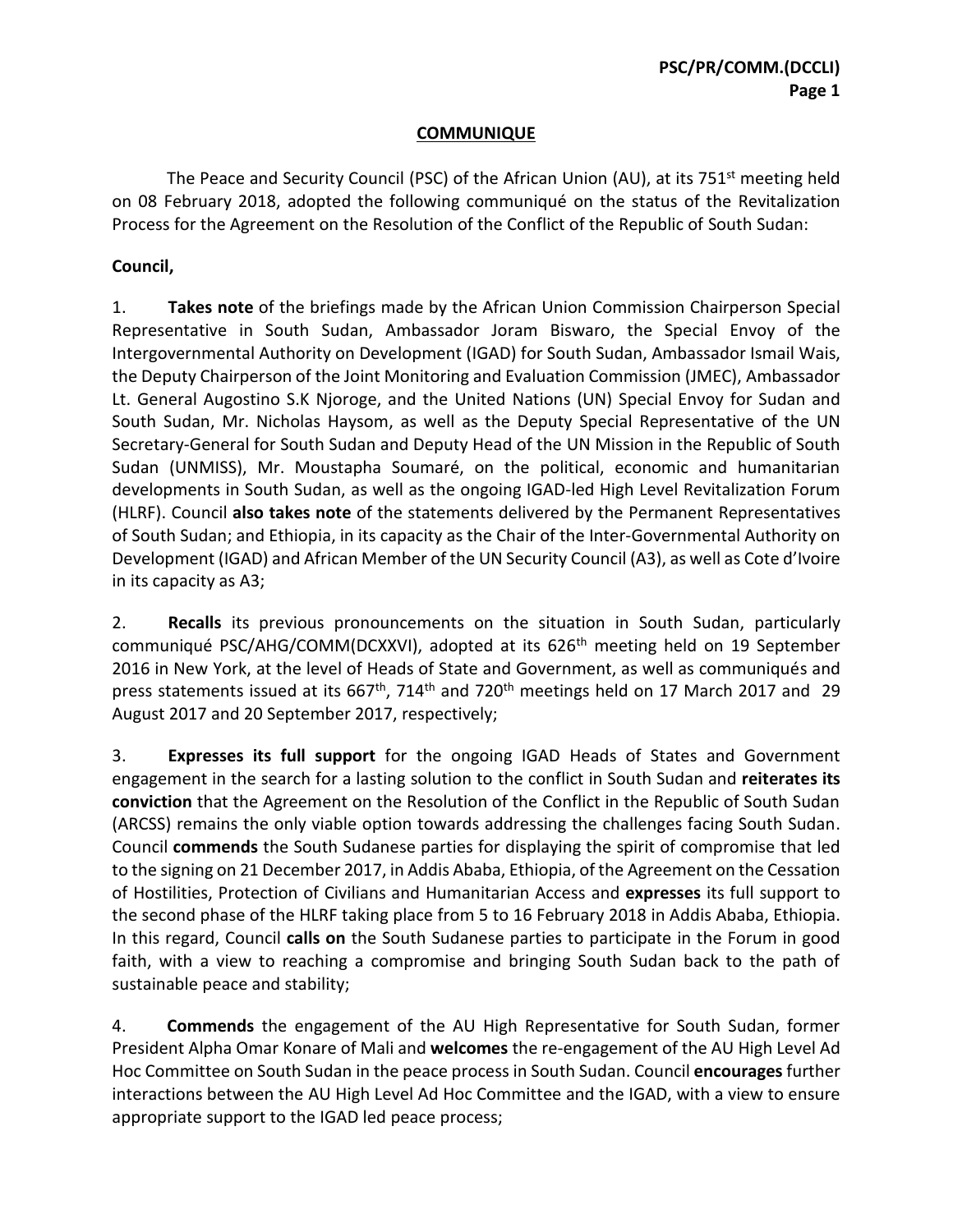## COMMUNIQUE

The Peace and Security Council (PSC) of the African Union (AU), at its 751st meeting held on 08 February 2018, adopted the following communiqué on the status of the Revitalization Process for the Agreement on the Resolution of the Conflict of the Republic of South Sudan:

**Council,**

1. **Takes note** of the briefings made by the African Union Commission Chairperson Special Representative in South Sudan, Ambassador Joram Biswaro, the Special Envoy of the Intergovernmental Authority on Development (IGAD) for South Sudan, Ambassador Ismail Wais, the Deputy Chairperson of the Joint Monitoring and Evaluation Commission (JMEC), Ambassador Lt. General Augostino S.K Njoroge, and the United Nations (UN) Special Envoy for Sudan and South Sudan, Mr. Nicholas Haysom, as well as the Deputy Special Representative of the UN Secretary-General for South Sudan and Deputy Head of the UN Mission in the Republic of South Sudan (UNMISS), Mr. Moustapha Soumaré, on the political, economic and humanitarian developments in South Sudan, as well as the ongoing IGAD-led High Level Revitalization Forum (HLRF). Council **also takes note** of the statements delivered by the Permanent Representatives of South Sudan; and Ethiopia, in its capacity as the Chair of the Inter-Governmental Authority on Development (IGAD) and African Member of the UN Security Council (A3), as well as Cote d'Ivoire in its capacity as A3;

2. **Recalls** its previous pronouncements on the situation in South Sudan, particularly communiqué PSC/AHG/COMM(DCXXVI), adopted at its 626th meeting held on 19 September 2016 in New York, at the level of Heads of State and Government, as well as communiqués and press statements issued at its 667th, 714th and 720th meetings held on 17 March 2017 and 29 August 2017 and 20 September 2017, respectively;

3. **Expresses its full support** for the ongoing IGAD Heads of States and Government engagement in the search for a lasting solution to the conflict in South Sudan and **reiterates its conviction** that the Agreement on the Resolution of the Conflict in the Republic of South Sudan (ARCSS) remains the only viable option towards addressing the challenges facing South Sudan. Council **commends** the South Sudanese parties for displaying the spirit of compromise that led to the signing on 21 December 2017, in Addis Ababa, Ethiopia, of the Agreement on the Cessation of Hostilities, Protection of Civilians and Humanitarian Access and **expresses** its full support to the second phase of the HLRF taking place from 5 to 16 February 2018 in Addis Ababa, Ethiopia. In this regard, Council **calls on** the South Sudanese parties to participate in the Forum in good faith, with a view to reaching a compromise and bringing South Sudan back to the path of sustainable peace and stability;

4. **Commends** the engagement of the AU High Representative for South Sudan, former President Alpha Omar Konare of Mali and **welcomes** the re-engagement of the AU High Level Ad Hoc Committee on South Sudan in the peace process in South Sudan. Council **encourages** further interactions between the AU High Level Ad Hoc Committee and the IGAD, with a view to ensure appropriate support to the IGAD led peace process;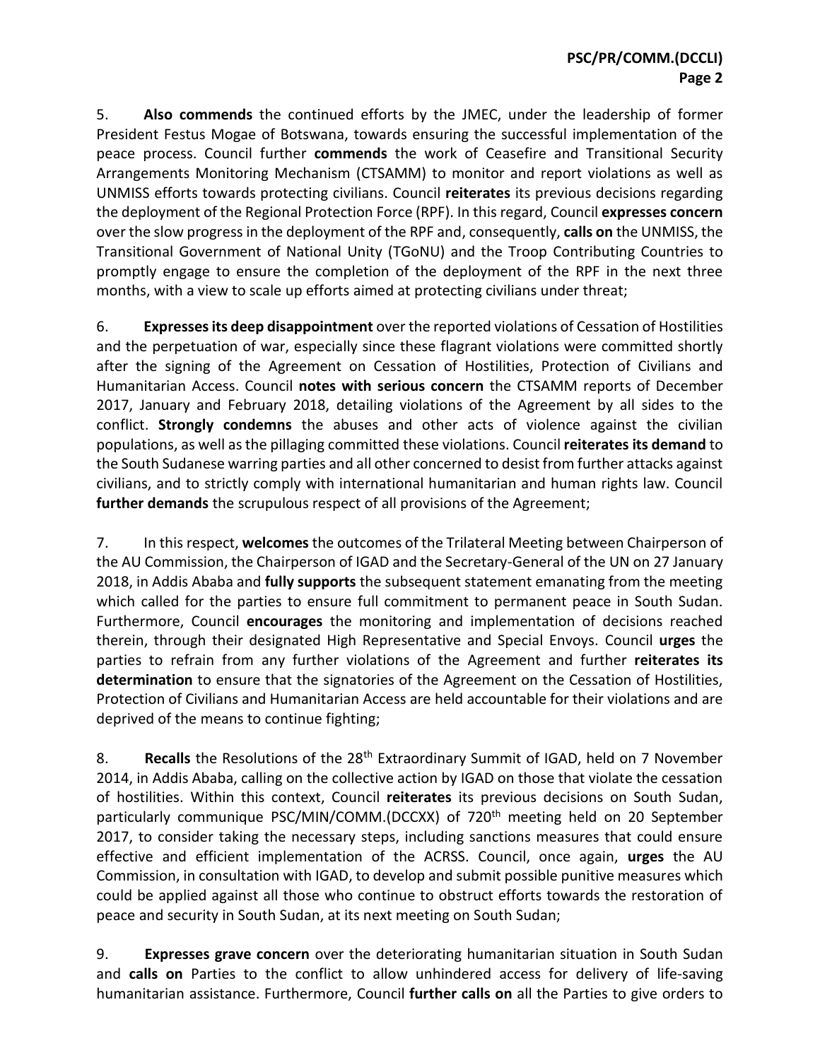5. **Also commends** the continued efforts by the JMEC, under the leadership of former President Festus Mogae of Botswana, towards ensuring the successful implementation of the peace process. Council further **commends** the work of Ceasefire and Transitional Security Arrangements Monitoring Mechanism (CTSAMM) to monitor and report violations as well as UNMISS efforts towards protecting civilians. Council **reiterates** its previous decisions regarding the deployment of the Regional Protection Force (RPF). In this regard, Council **expresses concern** over the slow progress in the deployment of the RPF and, consequently, **calls on** the UNMISS, the Transitional Government of National Unity (TGoNU) and the Troop Contributing Countries to promptly engage to ensure the completion of the deployment of the RPF in the next three months, with a view to scale up efforts aimed at protecting civilians under threat;

6. **Expresses its deep disappointment** over the reported violations of Cessation of Hostilities and the perpetuation of war, especially since these flagrant violations were committed shortly after the signing of the Agreement on Cessation of Hostilities, Protection of Civilians and Humanitarian Access. Council **notes with serious concern** the CTSAMM reports of December 2017, January and February 2018, detailing violations of the Agreement by all sides to the conflict. **Strongly condemns** the abuses and other acts of violence against the civilian populations, as well as the pillaging committed these violations. Council **reiterates its demand** to the South Sudanese warring parties and all other concerned to desist from further attacks against civilians, and to strictly comply with international humanitarian and human rights law. Council **further demands** the scrupulous respect of all provisions of the Agreement;

7. In this respect, **welcomes** the outcomes of the Trilateral Meeting between Chairperson of the AU Commission, the Chairperson of IGAD and the Secretary-General of the UN on 27 January 2018, in Addis Ababa and **fully supports** the subsequent statement emanating from the meeting which called for the parties to ensure full commitment to permanent peace in South Sudan. Furthermore, Council **encourages** the monitoring and implementation of decisions reached therein, through their designated High Representative and Special Envoys. Council **urges** the parties to refrain from any further violations of the Agreement and further **reiterates its determination** to ensure that the signatories of the Agreement on the Cessation of Hostilities, Protection of Civilians and Humanitarian Access are held accountable for their violations and are deprived of the means to continue fighting;

8. **Recalls** the Resolutions of the 28th Extraordinary Summit of IGAD, held on 7 November 2014, in Addis Ababa, calling on the collective action by IGAD on those that violate the cessation of hostilities. Within this context, Council **reiterates** its previous decisions on South Sudan, particularly communique PSC/MIN/COMM.(DCCXX) of 720th meeting held on 20 September 2017, to consider taking the necessary steps, including sanctions measures that could ensure effective and efficient implementation of the ACRSS. Council, once again, **urges** the AU Commission, in consultation with IGAD, to develop and submit possible punitive measures which could be applied against all those who continue to obstruct efforts towards the restoration of peace and security in South Sudan, at its next meeting on South Sudan;

9. **Expresses grave concern** over the deteriorating humanitarian situation in South Sudan and **calls on** Parties to the conflict to allow unhindered access for delivery of life-saving humanitarian assistance. Furthermore, Council **further calls on** all the Parties to give orders to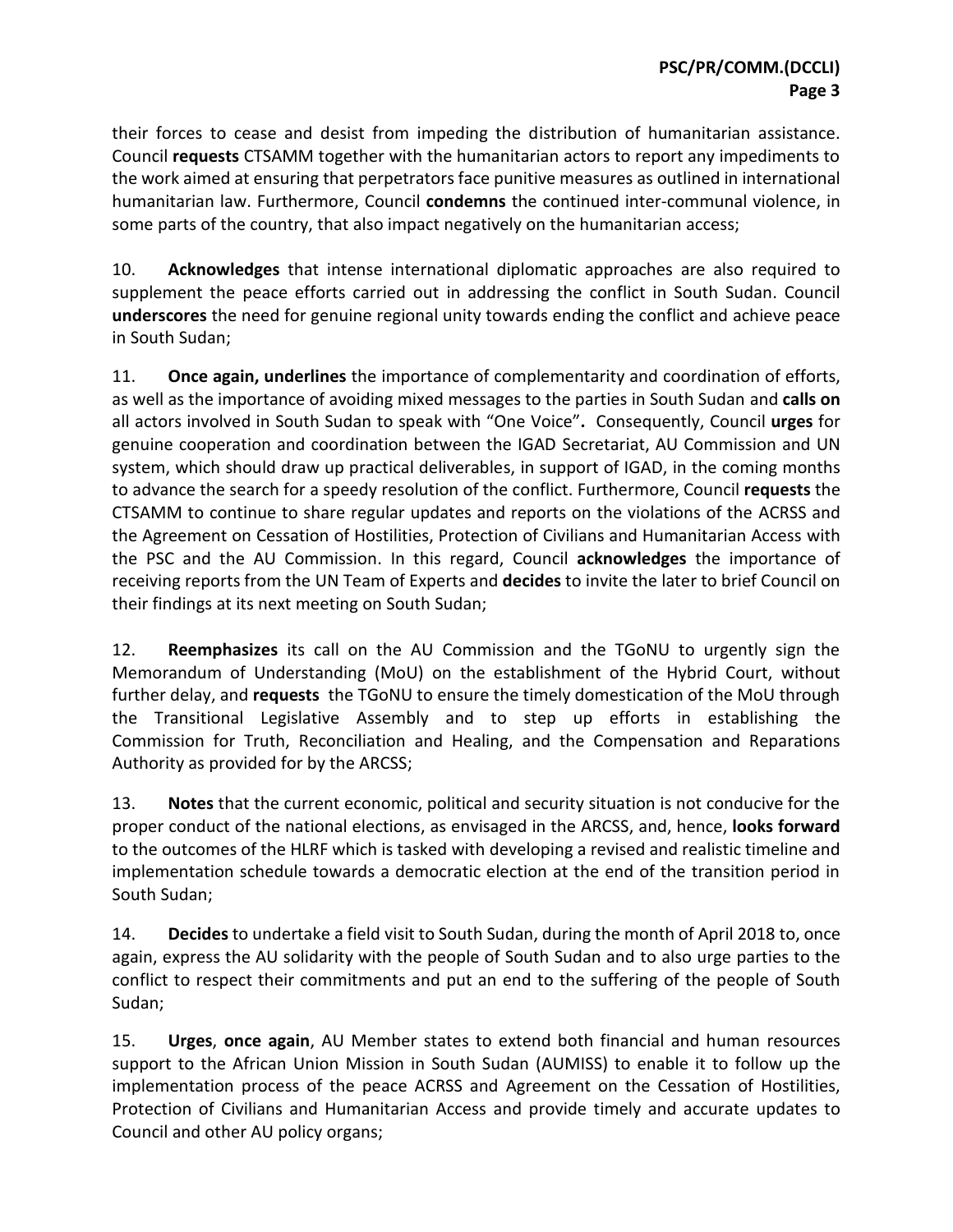their forces to cease and desist from impeding the distribution of humanitarian assistance. Council **requests** CTSAMM together with the humanitarian actors to report any impediments to the work aimed at ensuring that perpetrators face punitive measures as outlined in international humanitarian law. Furthermore, Council **condemns** the continued inter-communal violence, in some parts of the country, that also impact negatively on the humanitarian access;

10. **Acknowledges** that intense international diplomatic approaches are also required to supplement the peace efforts carried out in addressing the conflict in South Sudan. Council **underscores** the need for genuine regional unity towards ending the conflict and achieve peace in South Sudan;

11. **Once again, underlines** the importance of complementarity and coordination of efforts, as well as the importance of avoiding mixed messages to the parties in South Sudan and **calls on** all actors involved in South Sudan to speak with "One Voice"**.** Consequently, Council **urges** for genuine cooperation and coordination between the IGAD Secretariat, AU Commission and UN system, which should draw up practical deliverables, in support of IGAD, in the coming months to advance the search for a speedy resolution of the conflict. Furthermore, Council **requests** the CTSAMM to continue to share regular updates and reports on the violations of the ACRSS and the Agreement on Cessation of Hostilities, Protection of Civilians and Humanitarian Access with the PSC and the AU Commission. In this regard, Council **acknowledges** the importance of receiving reports from the UN Team of Experts and **decides** to invite the later to brief Council on their findings at its next meeting on South Sudan;

12. **Reemphasizes** its call on the AU Commission and the TGoNU to urgently sign the Memorandum of Understanding (MoU) on the establishment of the Hybrid Court, without further delay, and **requests** the TGoNU to ensure the timely domestication of the MoU through the Transitional Legislative Assembly and to step up efforts in establishing the Commission for Truth, Reconciliation and Healing, and the Compensation and Reparations Authority as provided for by the ARCSS;

13. **Notes** that the current economic, political and security situation is not conducive for the proper conduct of the national elections, as envisaged in the ARCSS, and, hence, **looks forward** to the outcomes of the HLRF which is tasked with developing a revised and realistic timeline and implementation schedule towards a democratic election at the end of the transition period in South Sudan;

14. **Decides** to undertake a field visit to South Sudan, during the month of April 2018 to, once again, express the AU solidarity with the people of South Sudan and to also urge parties to the conflict to respect their commitments and put an end to the suffering of the people of South Sudan;

15. **Urges**, **once again**, AU Member states to extend both financial and human resources support to the African Union Mission in South Sudan (AUMISS) to enable it to follow up the implementation process of the peace ACRSS and Agreement on the Cessation of Hostilities, Protection of Civilians and Humanitarian Access and provide timely and accurate updates to Council and other AU policy organs;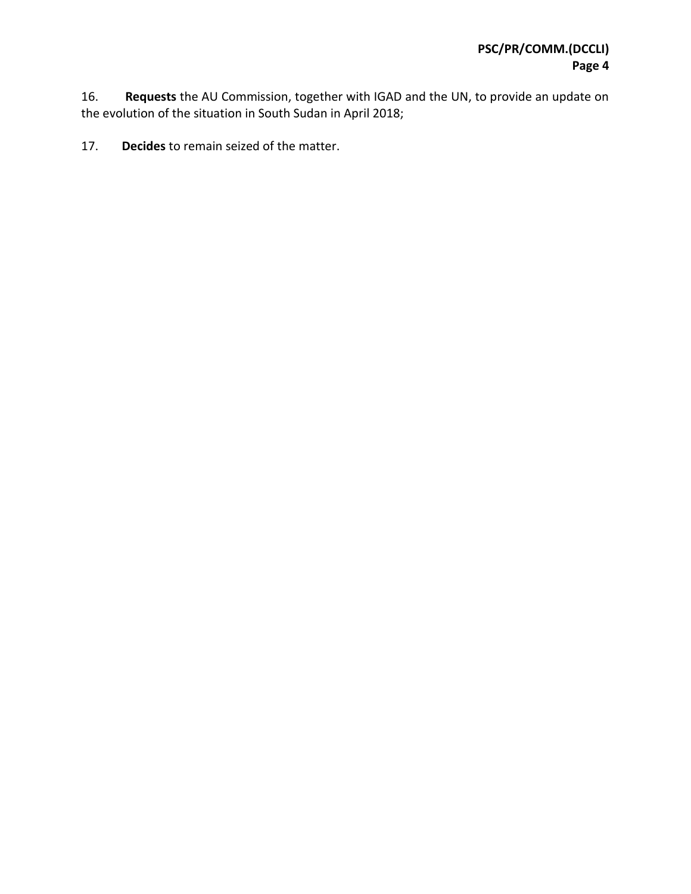16. **Requests** the AU Commission, together with IGAD and the UN, to provide an update on the evolution of the situation in South Sudan in April 2018;

17. **Decides** to remain seized of the matter.